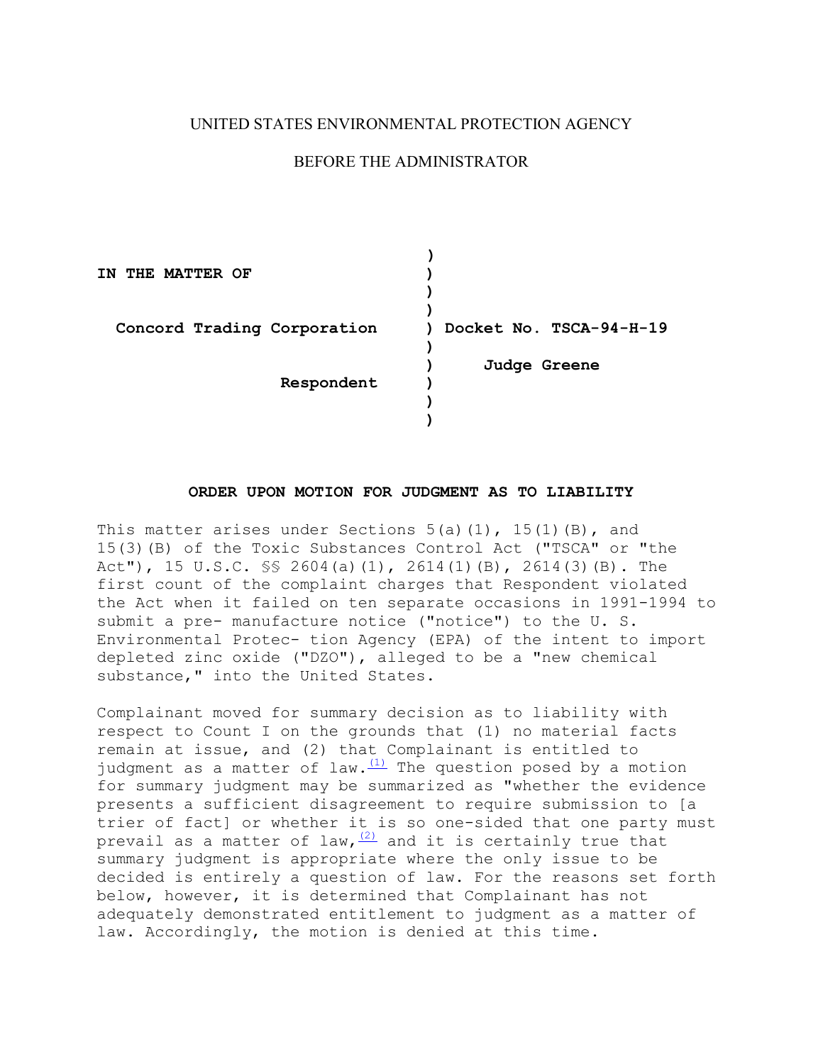UNITED STATES ENVIRONMENTAL PROTECTION AGENCY

BEFORE THE ADMINISTRATOR

| | |
|---|---|
| **IN THE MATTER OF** | |
| **Concord Trading Corporation** | **Docket No. TSCA-94-H-19** |
| | **Judge Greene** |
| **Respondent** | |

**ORDER UPON MOTION FOR JUDGMENT AS TO LIABILITY**

This matter arises under Sections 5(a)(1), 15(1)(B), and 15(3)(B) of the Toxic Substances Control Act ("TSCA" or "the Act"), 15 U.S.C. §§ 2604(a)(1), 2614(1)(B), 2614(3)(B). The first count of the complaint charges that Respondent violated the Act when it failed on ten separate occasions in 1991-1994 to submit a pre- manufacture notice ("notice") to the U. S. Environmental Protec- tion Agency (EPA) of the intent to import depleted zinc oxide ("DZO"), alleged to be a "new chemical substance," into the United States.

Complainant moved for summary decision as to liability with respect to Count I on the grounds that (1) no material facts remain at issue, and (2) that Complainant is entitled to judgment as a matter of law.[(1)] The question posed by a motion for summary judgment may be summarized as "whether the evidence presents a sufficient disagreement to require submission to [a trier of fact] or whether it is so one-sided that one party must prevail as a matter of law,[(2)] and it is certainly true that summary judgment is appropriate where the only issue to be decided is entirely a question of law. For the reasons set forth below, however, it is determined that Complainant has not adequately demonstrated entitlement to judgment as a matter of law. Accordingly, the motion is denied at this time.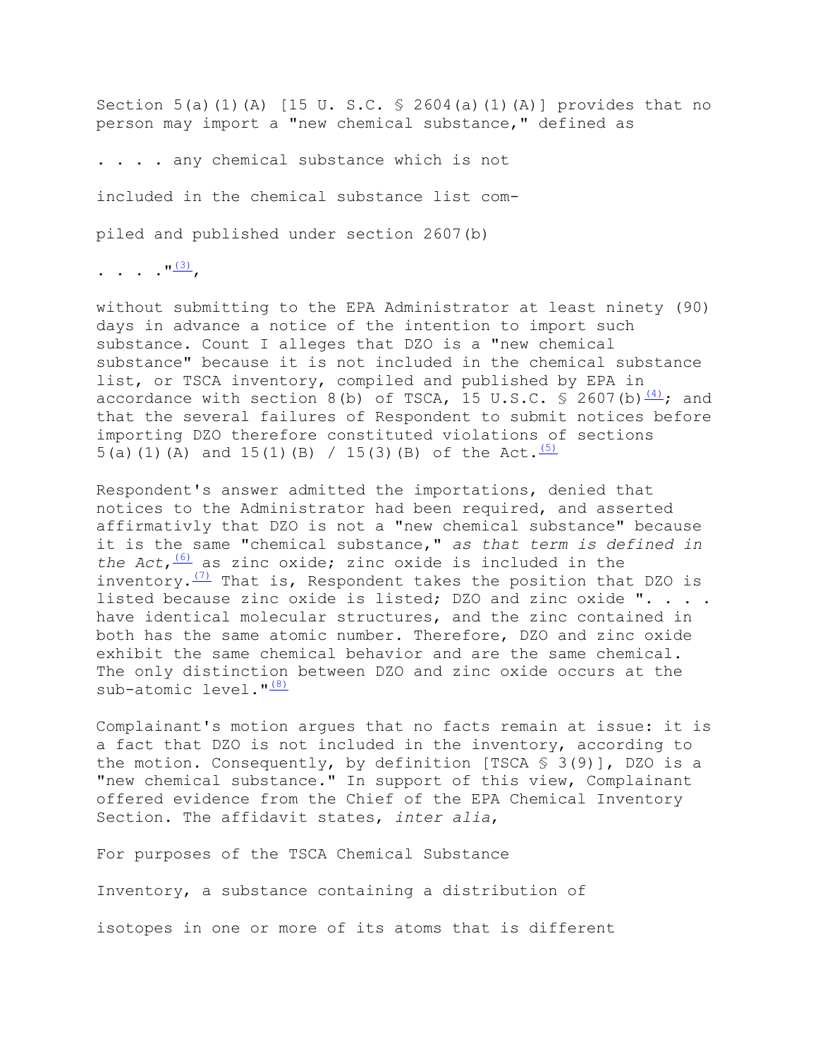Section 5(a)(1)(A) [15 U. S.C. § 2604(a)(1)(A)] provides that no person may import a "new chemical substance," defined as

> . . . . any chemical substance which is not
>
> included in the chemical substance list com-
>
> piled and published under section 2607(b)
>
> . . . ."[(3)],

without submitting to the EPA Administrator at least ninety (90) days in advance a notice of the intention to import such substance. Count I alleges that DZO is a "new chemical substance" because it is not included in the chemical substance list, or TSCA inventory, compiled and published by EPA in accordance with section 8(b) of TSCA, 15 U.S.C. § 2607(b)[(4)]; and that the several failures of Respondent to submit notices before importing DZO therefore constituted violations of sections 5(a)(1)(A) and 15(1)(B) / 15(3)(B) of the Act.[(5)]

Respondent's answer admitted the importations, denied that notices to the Administrator had been required, and asserted affirmativly that DZO is not a "new chemical substance" because it is the same "chemical substance," *as that term is defined in the Act*,[(6)] as zinc oxide; zinc oxide is included in the inventory.[(7)] That is, Respondent takes the position that DZO is listed because zinc oxide is listed; DZO and zinc oxide ". . . . have identical molecular structures, and the zinc contained in both has the same atomic number. Therefore, DZO and zinc oxide exhibit the same chemical behavior and are the same chemical. The only distinction between DZO and zinc oxide occurs at the sub-atomic level."[(8)]

Complainant's motion argues that no facts remain at issue: it is a fact that DZO is not included in the inventory, according to the motion. Consequently, by definition [TSCA § 3(9)], DZO is a "new chemical substance." In support of this view, Complainant offered evidence from the Chief of the EPA Chemical Inventory Section. The affidavit states, *inter alia*,

> For purposes of the TSCA Chemical Substance
>
> Inventory, a substance containing a distribution of
>
> isotopes in one or more of its atoms that is different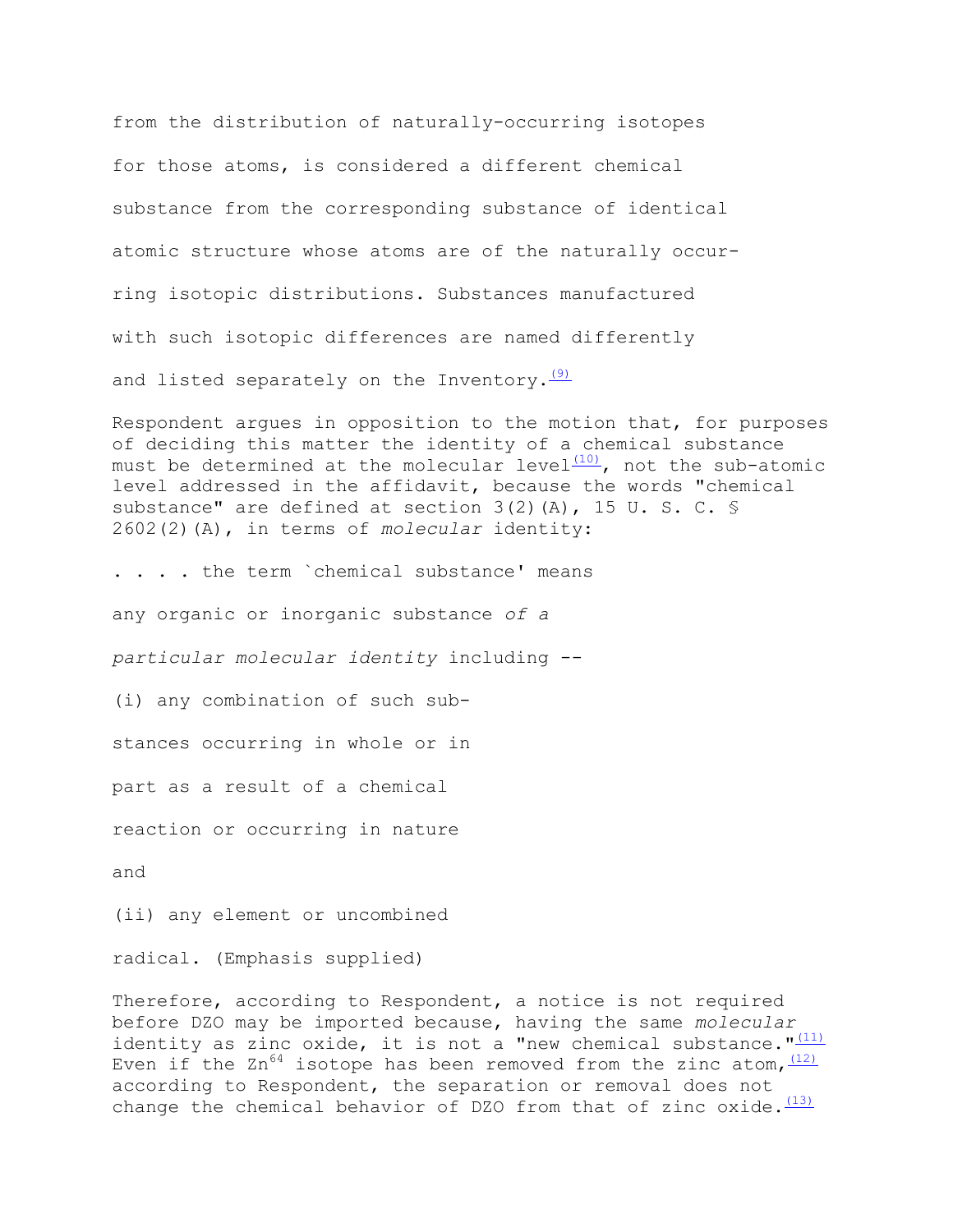from the distribution of naturally-occurring isotopes for those atoms, is considered a different chemical substance from the corresponding substance of identical atomic structure whose atoms are of the naturally occurring isotopic distributions. Substances manufactured with such isotopic differences are named differently and listed separately on the Inventory.[(9)]

Respondent argues in opposition to the motion that, for purposes of deciding this matter the identity of a chemical substance must be determined at the molecular level[(10)], not the sub-atomic level addressed in the affidavit, because the words "chemical substance" are defined at section 3(2)(A), 15 U. S. C. § 2602(2)(A), in terms of *molecular* identity:

. . . . the term `chemical substance' means any organic or inorganic substance *of a particular molecular identity* including --

(i) any combination of such substances occurring in whole or in part as a result of a chemical reaction or occurring in nature

and

(ii) any element or uncombined radical. (Emphasis supplied)

Therefore, according to Respondent, a notice is not required before DZO may be imported because, having the same *molecular* identity as zinc oxide, it is not a "new chemical substance."[(11)] Even if the $Zn^{64}$ isotope has been removed from the zinc atom,[(12)] according to Respondent, the separation or removal does not change the chemical behavior of DZO from that of zinc oxide.[(13)]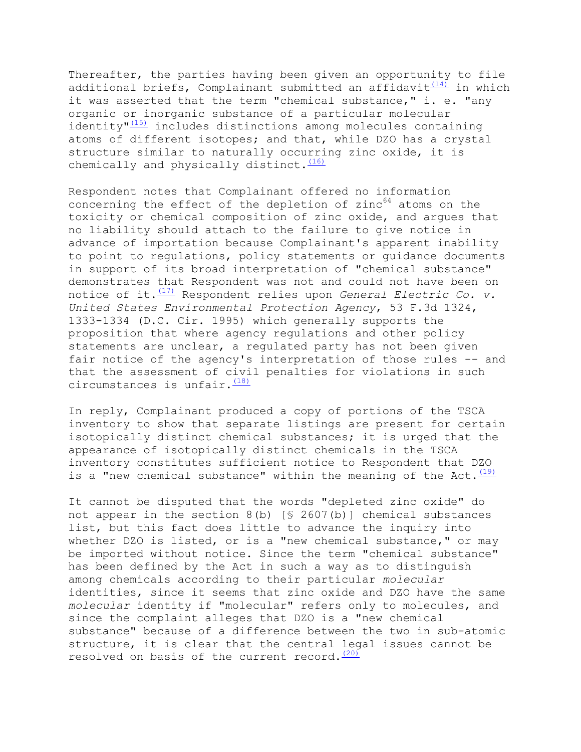Thereafter, the parties having been given an opportunity to file additional briefs, Complainant submitted an affidavit[(14)] in which it was asserted that the term "chemical substance," i. e. "any organic or inorganic substance of a particular molecular identity"[(15)] includes distinctions among molecules containing atoms of different isotopes; and that, while DZO has a crystal structure similar to naturally occurring zinc oxide, it is chemically and physically distinct.[(16)]

Respondent notes that Complainant offered no information concerning the effect of the depletion of $zinc^{64}$ atoms on the toxicity or chemical composition of zinc oxide, and argues that no liability should attach to the failure to give notice in advance of importation because Complainant's apparent inability to point to regulations, policy statements or guidance documents in support of its broad interpretation of "chemical substance" demonstrates that Respondent was not and could not have been on notice of it.[(17)] Respondent relies upon *General Electric Co. v. United States Environmental Protection Agency*, 53 F.3d 1324, 1333-1334 (D.C. Cir. 1995) which generally supports the proposition that where agency regulations and other policy statements are unclear, a regulated party has not been given fair notice of the agency's interpretation of those rules -- and that the assessment of civil penalties for violations in such circumstances is unfair.[(18)]

In reply, Complainant produced a copy of portions of the TSCA inventory to show that separate listings are present for certain isotopically distinct chemical substances; it is urged that the appearance of isotopically distinct chemicals in the TSCA inventory constitutes sufficient notice to Respondent that DZO is a "new chemical substance" within the meaning of the Act.[(19)]

It cannot be disputed that the words "depleted zinc oxide" do not appear in the section 8(b) [§ 2607(b)] chemical substances list, but this fact does little to advance the inquiry into whether DZO is listed, or is a "new chemical substance," or may be imported without notice. Since the term "chemical substance" has been defined by the Act in such a way as to distinguish among chemicals according to their particular *molecular* identities, since it seems that zinc oxide and DZO have the same *molecular* identity if "molecular" refers only to molecules, and since the complaint alleges that DZO is a "new chemical substance" because of a difference between the two in sub-atomic structure, it is clear that the central legal issues cannot be resolved on basis of the current record.[(20)]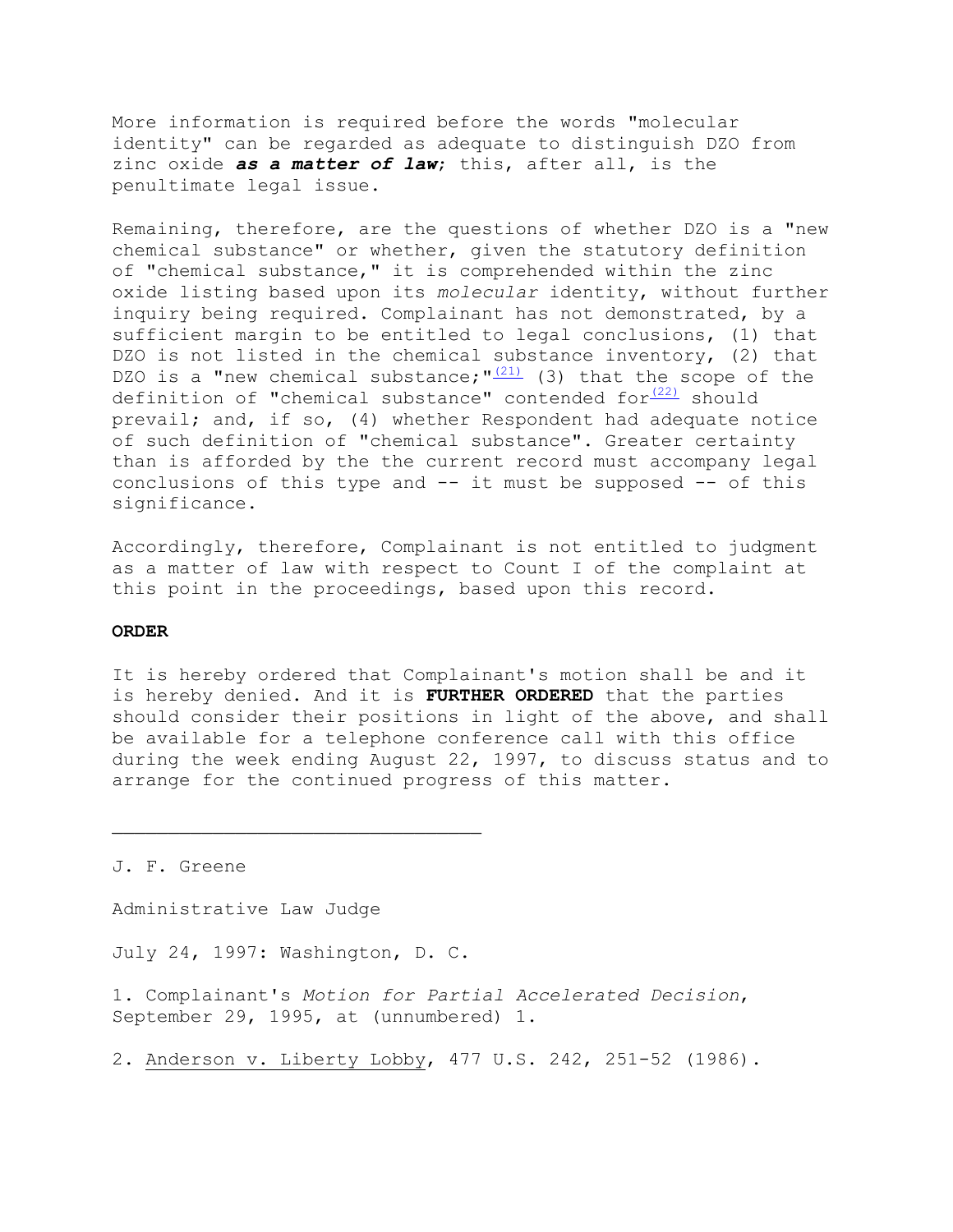More information is required before the words "molecular identity" can be regarded as adequate to distinguish DZO from zinc oxide ***as a matter of law***; this, after all, is the penultimate legal issue.

Remaining, therefore, are the questions of whether DZO is a "new chemical substance" or whether, given the statutory definition of "chemical substance," it is comprehended within the zinc oxide listing based upon its *molecular* identity, without further inquiry being required. Complainant has not demonstrated, by a sufficient margin to be entitled to legal conclusions, (1) that DZO is not listed in the chemical substance inventory, (2) that DZO is a "new chemical substance;"[(21)] (3) that the scope of the definition of "chemical substance" contended for[(22)] should prevail; and, if so, (4) whether Respondent had adequate notice of such definition of "chemical substance". Greater certainty than is afforded by the the current record must accompany legal conclusions of this type and -- it must be supposed -- of this significance.

Accordingly, therefore, Complainant is not entitled to judgment as a matter of law with respect to Count I of the complaint at this point in the proceedings, based upon this record.

**ORDER**

It is hereby ordered that Complainant's motion shall be and it is hereby denied. And it is **FURTHER ORDERED** that the parties should consider their positions in light of the above, and shall be available for a telephone conference call with this office during the week ending August 22, 1997, to discuss status and to arrange for the continued progress of this matter.

________________________________

J. F. Greene

Administrative Law Judge

July 24, 1997: Washington, D. C.

1. Complainant's *Motion for Partial Accelerated Decision*, September 29, 1995, at (unnumbered) 1.

2. Anderson v. Liberty Lobby, 477 U.S. 242, 251-52 (1986).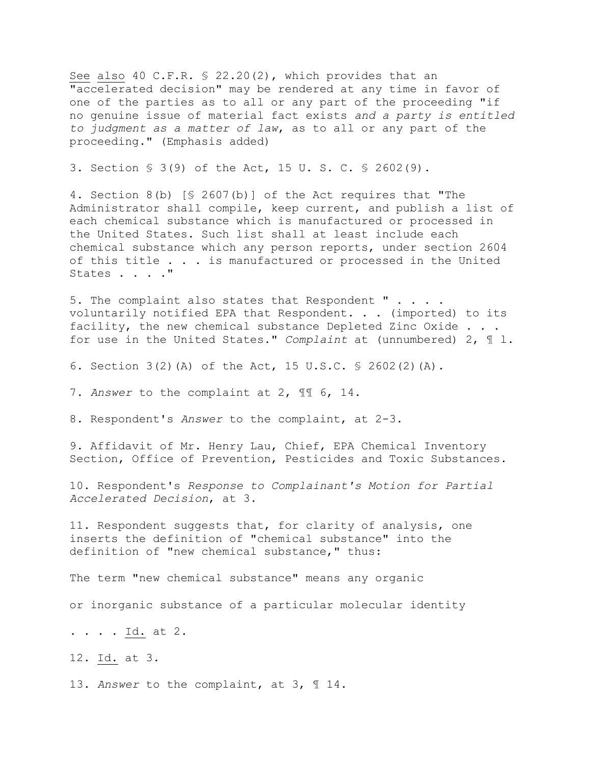See also 40 C.F.R. § 22.20(2), which provides that an "accelerated decision" may be rendered at any time in favor of one of the parties as to all or any part of the proceeding "if no genuine issue of material fact exists *and a party is entitled to judgment as a matter of law*, as to all or any part of the proceeding." (Emphasis added)

3. Section § 3(9) of the Act, 15 U. S. C. § 2602(9).

4. Section 8(b) [§ 2607(b)] of the Act requires that "The Administrator shall compile, keep current, and publish a list of each chemical substance which is manufactured or processed in the United States. Such list shall at least include each chemical substance which any person reports, under section 2604 of this title . . . is manufactured or processed in the United States . . . ."

5. The complaint also states that Respondent " . . . . voluntarily notified EPA that Respondent. . . (imported) to its facility, the new chemical substance Depleted Zinc Oxide . . . for use in the United States." *Complaint* at (unnumbered) 2, ¶ 1.

6. Section 3(2)(A) of the Act, 15 U.S.C. § 2602(2)(A).

7. *Answer* to the complaint at 2, ¶¶ 6, 14.

8. Respondent's *Answer* to the complaint, at 2-3.

9. Affidavit of Mr. Henry Lau, Chief, EPA Chemical Inventory Section, Office of Prevention, Pesticides and Toxic Substances.

10. Respondent's *Response to Complainant's Motion for Partial Accelerated Decision*, at 3.

11. Respondent suggests that, for clarity of analysis, one inserts the definition of "chemical substance" into the definition of "new chemical substance," thus:

The term "new chemical substance" means any organic

or inorganic substance of a particular molecular identity

. . . . Id. at 2.

12. Id. at 3.

13. *Answer* to the complaint, at 3, ¶ 14.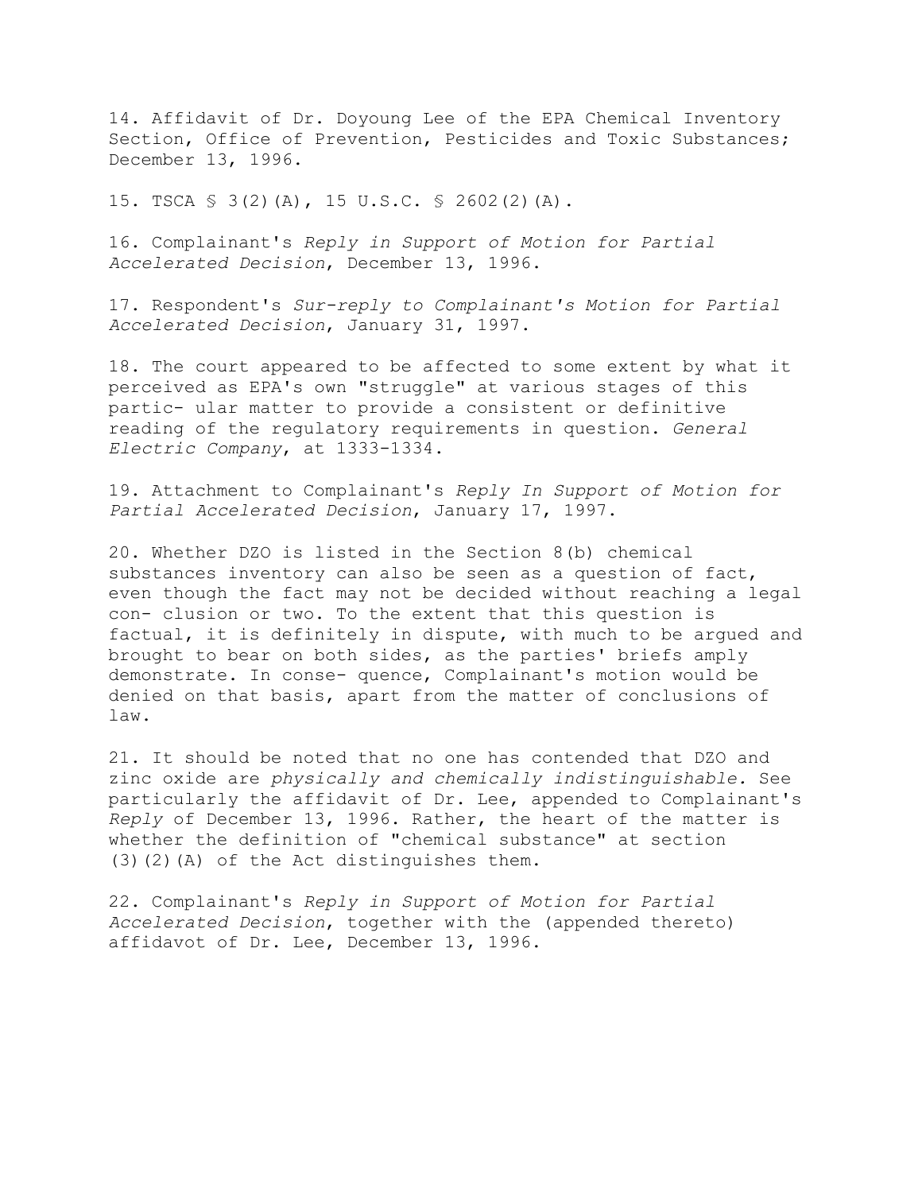14. Affidavit of Dr. Doyoung Lee of the EPA Chemical Inventory Section, Office of Prevention, Pesticides and Toxic Substances; December 13, 1996.

15. TSCA § 3(2)(A), 15 U.S.C. § 2602(2)(A).

16. Complainant's *Reply in Support of Motion for Partial Accelerated Decision*, December 13, 1996.

17. Respondent's *Sur-reply to Complainant's Motion for Partial Accelerated Decision*, January 31, 1997.

18. The court appeared to be affected to some extent by what it perceived as EPA's own "struggle" at various stages of this partic- ular matter to provide a consistent or definitive reading of the regulatory requirements in question. *General Electric Company*, at 1333-1334.

19. Attachment to Complainant's *Reply In Support of Motion for Partial Accelerated Decision*, January 17, 1997.

20. Whether DZO is listed in the Section 8(b) chemical substances inventory can also be seen as a question of fact, even though the fact may not be decided without reaching a legal con- clusion or two. To the extent that this question is factual, it is definitely in dispute, with much to be argued and brought to bear on both sides, as the parties' briefs amply demonstrate. In conse- quence, Complainant's motion would be denied on that basis, apart from the matter of conclusions of law.

21. It should be noted that no one has contended that DZO and zinc oxide are *physically and chemically indistinguishable.* See particularly the affidavit of Dr. Lee, appended to Complainant's *Reply* of December 13, 1996. Rather, the heart of the matter is whether the definition of "chemical substance" at section (3)(2)(A) of the Act distinguishes them.

22. Complainant's *Reply in Support of Motion for Partial Accelerated Decision*, together with the (appended thereto) affidavot of Dr. Lee, December 13, 1996.